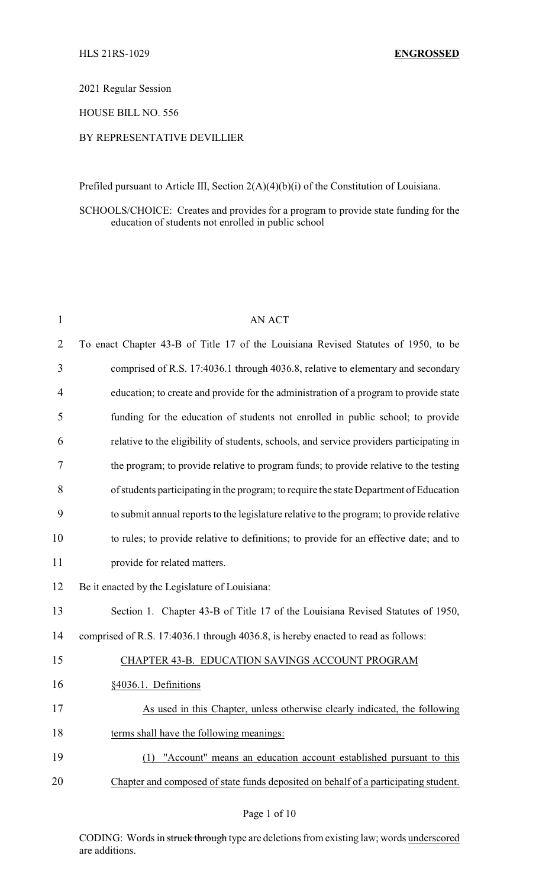HLS 21RS-1029 **ENGROSSED**

2021 Regular Session

HOUSE BILL NO. 556

BY REPRESENTATIVE DEVILLIER

Prefiled pursuant to Article III, Section 2(A)(4)(b)(i) of the Constitution of Louisiana.

SCHOOLS/CHOICE: Creates and provides for a program to provide state funding for the education of students not enrolled in public school

AN ACT

To enact Chapter 43-B of Title 17 of the Louisiana Revised Statutes of 1950, to be comprised of R.S. 17:4036.1 through 4036.8, relative to elementary and secondary education; to create and provide for the administration of a program to provide state funding for the education of students not enrolled in public school; to provide relative to the eligibility of students, schools, and service providers participating in the program; to provide relative to program funds; to provide relative to the testing of students participating in the program; to require the state Department of Education to submit annual reports to the legislature relative to the program; to provide relative to rules; to provide relative to definitions; to provide for an effective date; and to provide for related matters.

Be it enacted by the Legislature of Louisiana:

Section 1. Chapter 43-B of Title 17 of the Louisiana Revised Statutes of 1950, comprised of R.S. 17:4036.1 through 4036.8, is hereby enacted to read as follows:

CHAPTER 43-B. EDUCATION SAVINGS ACCOUNT PROGRAM

§4036.1. Definitions

As used in this Chapter, unless otherwise clearly indicated, the following terms shall have the following meanings:

(1) "Account" means an education account established pursuant to this Chapter and composed of state funds deposited on behalf of a participating student.

CODING: Words in ~~struck through~~ type are deletions from existing law; words underscored are additions.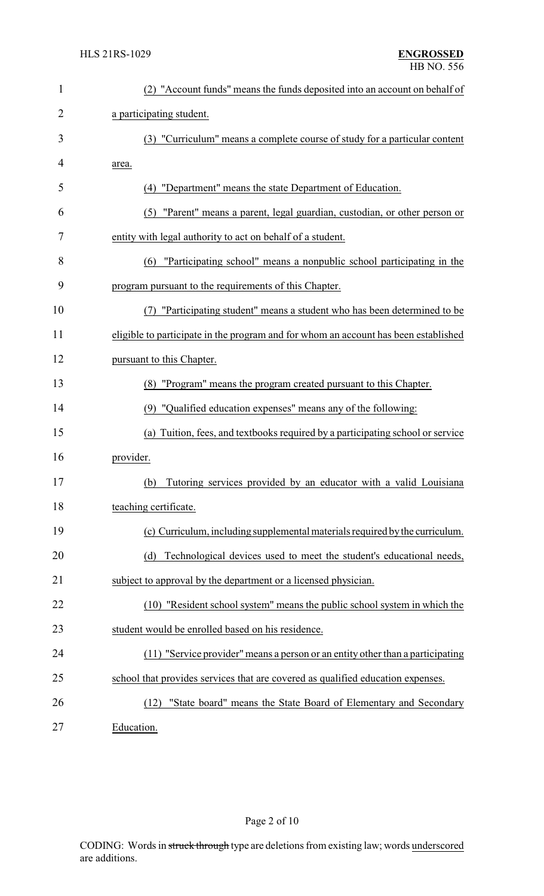(2) "Account funds" means the funds deposited into an account on behalf of a participating student.

(3) "Curriculum" means a complete course of study for a particular content area.

(4) "Department" means the state Department of Education.

(5) "Parent" means a parent, legal guardian, custodian, or other person or entity with legal authority to act on behalf of a student.

(6) "Participating school" means a nonpublic school participating in the program pursuant to the requirements of this Chapter.

(7) "Participating student" means a student who has been determined to be eligible to participate in the program and for whom an account has been established pursuant to this Chapter.

(8) "Program" means the program created pursuant to this Chapter.

(9) "Qualified education expenses" means any of the following:

(a) Tuition, fees, and textbooks required by a participating school or service provider.

(b) Tutoring services provided by an educator with a valid Louisiana teaching certificate.

(c) Curriculum, including supplemental materials required by the curriculum.

(d) Technological devices used to meet the student's educational needs, subject to approval by the department or a licensed physician.

(10) "Resident school system" means the public school system in which the student would be enrolled based on his residence.

(11) "Service provider" means a person or an entity other than a participating school that provides services that are covered as qualified education expenses.

(12) "State board" means the State Board of Elementary and Secondary Education.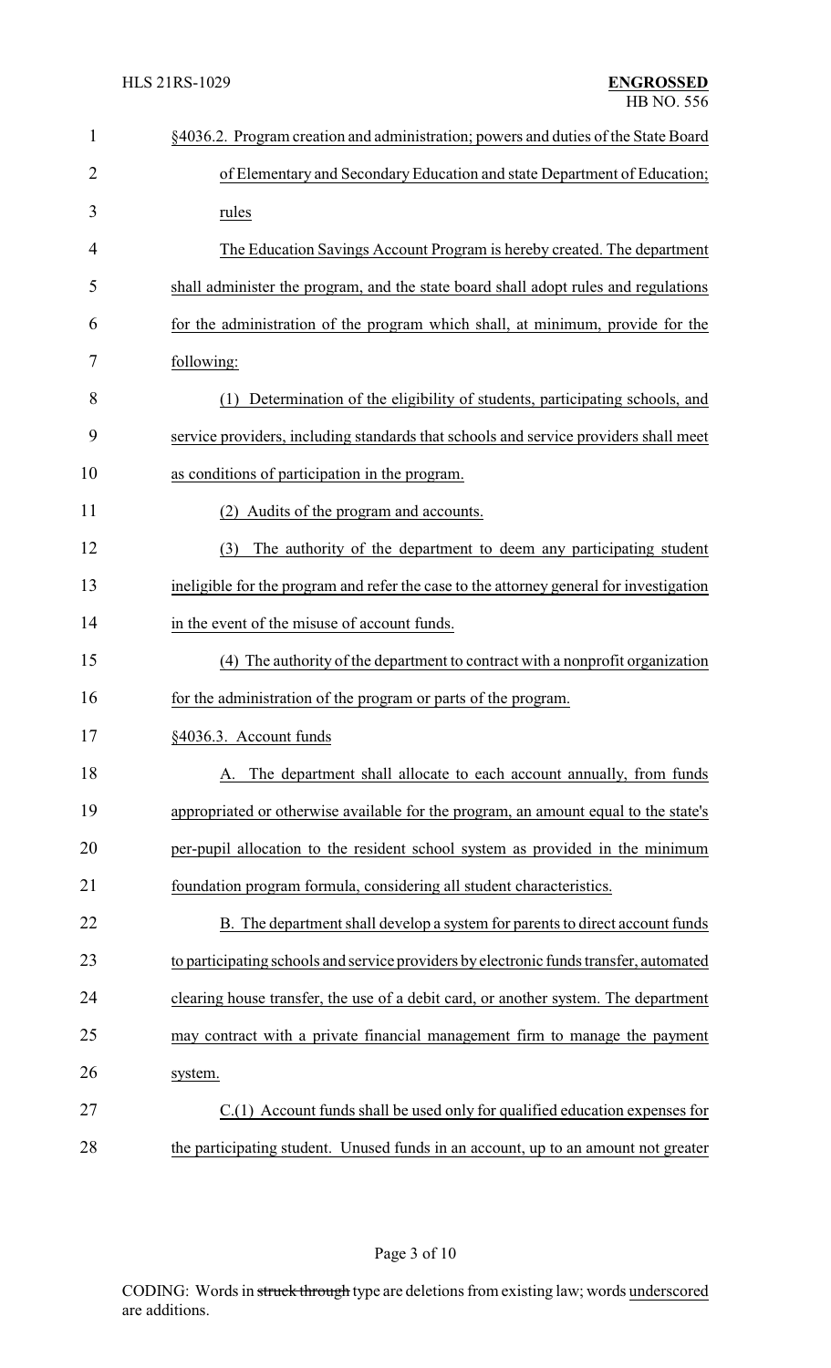§4036.2. Program creation and administration; powers and duties of the State Board of Elementary and Secondary Education and state Department of Education; rules

The Education Savings Account Program is hereby created. The department shall administer the program, and the state board shall adopt rules and regulations for the administration of the program which shall, at minimum, provide for the following:

(1) Determination of the eligibility of students, participating schools, and service providers, including standards that schools and service providers shall meet as conditions of participation in the program.

(2) Audits of the program and accounts.

(3) The authority of the department to deem any participating student ineligible for the program and refer the case to the attorney general for investigation in the event of the misuse of account funds.

(4) The authority of the department to contract with a nonprofit organization for the administration of the program or parts of the program.

§4036.3. Account funds

A. The department shall allocate to each account annually, from funds appropriated or otherwise available for the program, an amount equal to the state's per-pupil allocation to the resident school system as provided in the minimum foundation program formula, considering all student characteristics.

B. The department shall develop a system for parents to direct account funds to participating schools and service providers by electronic funds transfer, automated clearing house transfer, the use of a debit card, or another system. The department may contract with a private financial management firm to manage the payment system.

C.(1) Account funds shall be used only for qualified education expenses for the participating student. Unused funds in an account, up to an amount not greater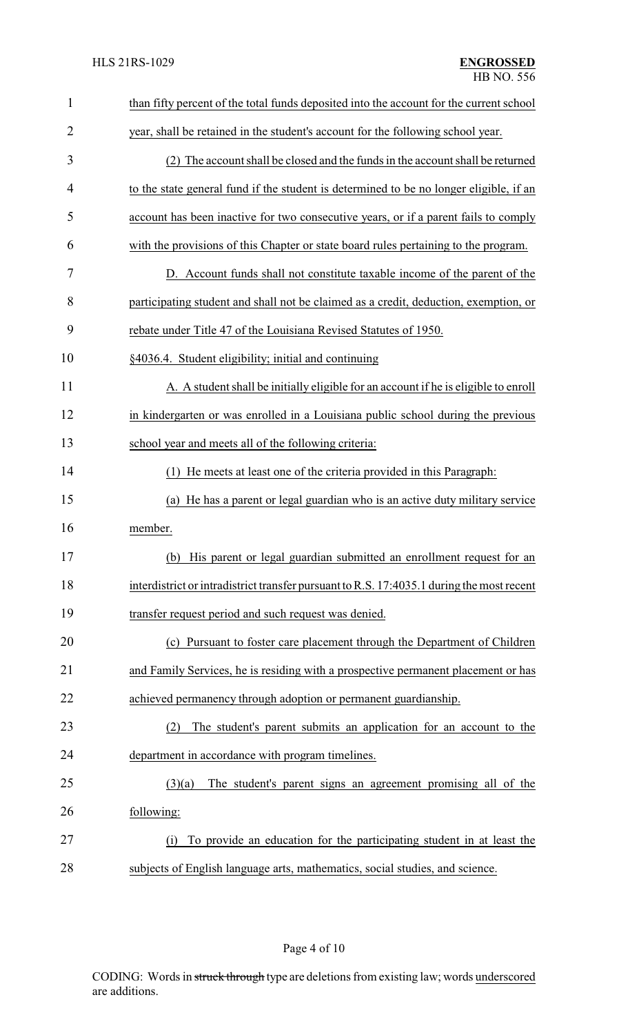than fifty percent of the total funds deposited into the account for the current school year, shall be retained in the student's account for the following school year.

(2) The account shall be closed and the funds in the account shall be returned to the state general fund if the student is determined to be no longer eligible, if an account has been inactive for two consecutive years, or if a parent fails to comply with the provisions of this Chapter or state board rules pertaining to the program.

D. Account funds shall not constitute taxable income of the parent of the participating student and shall not be claimed as a credit, deduction, exemption, or rebate under Title 47 of the Louisiana Revised Statutes of 1950.

§4036.4. Student eligibility; initial and continuing

A. A student shall be initially eligible for an account if he is eligible to enroll in kindergarten or was enrolled in a Louisiana public school during the previous school year and meets all of the following criteria:

(1) He meets at least one of the criteria provided in this Paragraph:

(a) He has a parent or legal guardian who is an active duty military service member.

(b) His parent or legal guardian submitted an enrollment request for an interdistrict or intradistrict transfer pursuant to R.S. 17:4035.1 during the most recent transfer request period and such request was denied.

(c) Pursuant to foster care placement through the Department of Children and Family Services, he is residing with a prospective permanent placement or has achieved permanency through adoption or permanent guardianship.

(2) The student's parent submits an application for an account to the department in accordance with program timelines.

(3)(a) The student's parent signs an agreement promising all of the following:

(i) To provide an education for the participating student in at least the subjects of English language arts, mathematics, social studies, and science.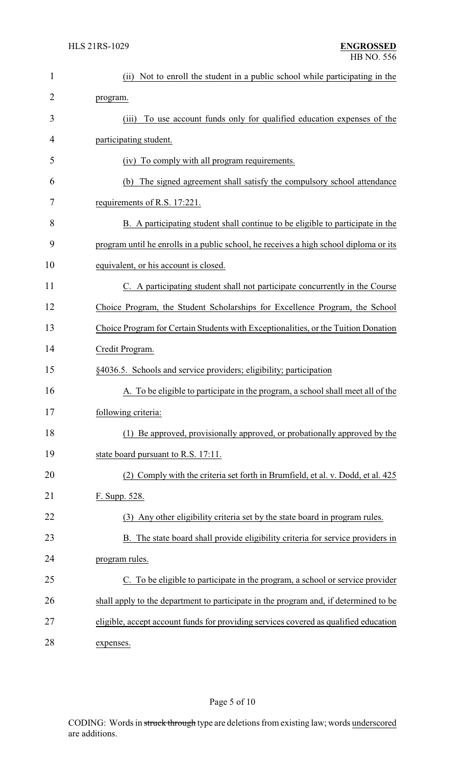(ii) Not to enroll the student in a public school while participating in the program.

(iii) To use account funds only for qualified education expenses of the participating student.

(iv) To comply with all program requirements.

(b) The signed agreement shall satisfy the compulsory school attendance requirements of R.S. 17:221.

B. A participating student shall continue to be eligible to participate in the program until he enrolls in a public school, he receives a high school diploma or its equivalent, or his account is closed.

C. A participating student shall not participate concurrently in the Course Choice Program, the Student Scholarships for Excellence Program, the School Choice Program for Certain Students with Exceptionalities, or the Tuition Donation Credit Program.

§4036.5. Schools and service providers; eligibility; participation

A. To be eligible to participate in the program, a school shall meet all of the following criteria:

(1) Be approved, provisionally approved, or probationally approved by the state board pursuant to R.S. 17:11.

(2) Comply with the criteria set forth in Brumfield, et al. v. Dodd, et al. 425 F. Supp. 528.

(3) Any other eligibility criteria set by the state board in program rules.

B. The state board shall provide eligibility criteria for service providers in program rules.

C. To be eligible to participate in the program, a school or service provider shall apply to the department to participate in the program and, if determined to be eligible, accept account funds for providing services covered as qualified education expenses.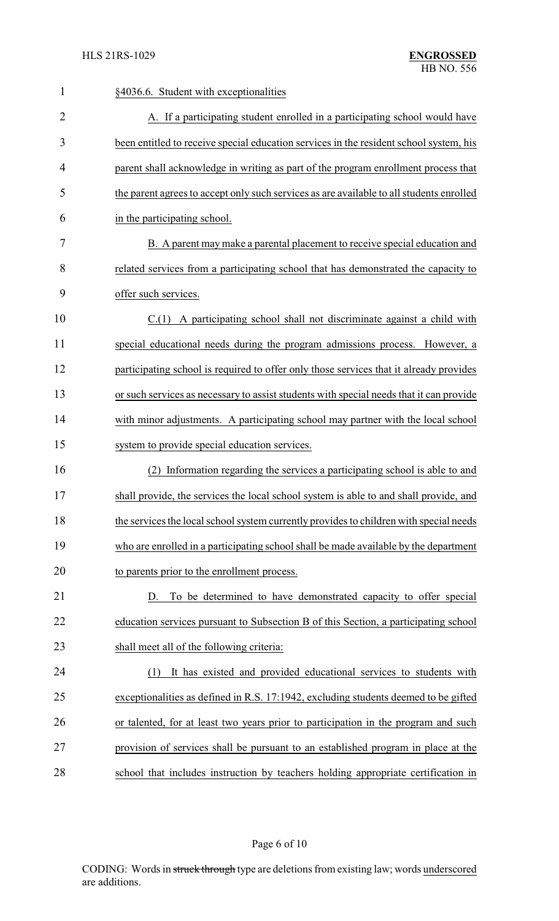§4036.6. Student with exceptionalities

A. If a participating student enrolled in a participating school would have been entitled to receive special education services in the resident school system, his parent shall acknowledge in writing as part of the program enrollment process that the parent agrees to accept only such services as are available to all students enrolled in the participating school.

B. A parent may make a parental placement to receive special education and related services from a participating school that has demonstrated the capacity to offer such services.

C.(1) A participating school shall not discriminate against a child with special educational needs during the program admissions process. However, a participating school is required to offer only those services that it already provides or such services as necessary to assist students with special needs that it can provide with minor adjustments. A participating school may partner with the local school system to provide special education services.

(2) Information regarding the services a participating school is able to and shall provide, the services the local school system is able to and shall provide, and the services the local school system currently provides to children with special needs who are enrolled in a participating school shall be made available by the department to parents prior to the enrollment process.

D. To be determined to have demonstrated capacity to offer special education services pursuant to Subsection B of this Section, a participating school shall meet all of the following criteria:

(1) It has existed and provided educational services to students with exceptionalities as defined in R.S. 17:1942, excluding students deemed to be gifted or talented, for at least two years prior to participation in the program and such provision of services shall be pursuant to an established program in place at the school that includes instruction by teachers holding appropriate certification in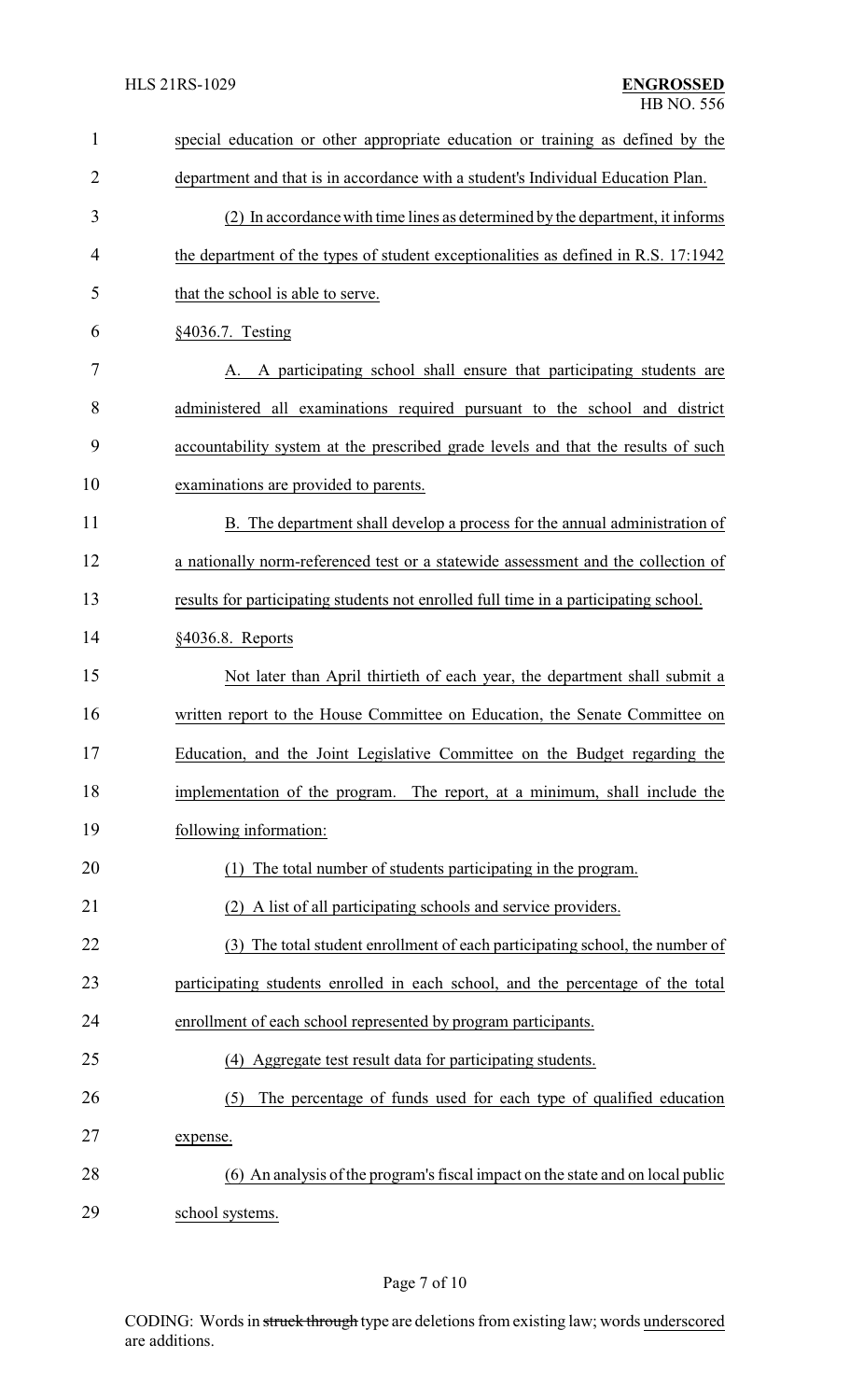special education or other appropriate education or training as defined by the department and that is in accordance with a student's Individual Education Plan.

(2) In accordance with time lines as determined by the department, it informs the department of the types of student exceptionalities as defined in R.S. 17:1942 that the school is able to serve.

§4036.7. Testing

A. A participating school shall ensure that participating students are administered all examinations required pursuant to the school and district accountability system at the prescribed grade levels and that the results of such examinations are provided to parents.

B. The department shall develop a process for the annual administration of a nationally norm-referenced test or a statewide assessment and the collection of results for participating students not enrolled full time in a participating school.

§4036.8. Reports

Not later than April thirtieth of each year, the department shall submit a written report to the House Committee on Education, the Senate Committee on Education, and the Joint Legislative Committee on the Budget regarding the implementation of the program. The report, at a minimum, shall include the following information:

(1) The total number of students participating in the program.

(2) A list of all participating schools and service providers.

(3) The total student enrollment of each participating school, the number of participating students enrolled in each school, and the percentage of the total enrollment of each school represented by program participants.

(4) Aggregate test result data for participating students.

(5) The percentage of funds used for each type of qualified education expense.

(6) An analysis of the program's fiscal impact on the state and on local public school systems.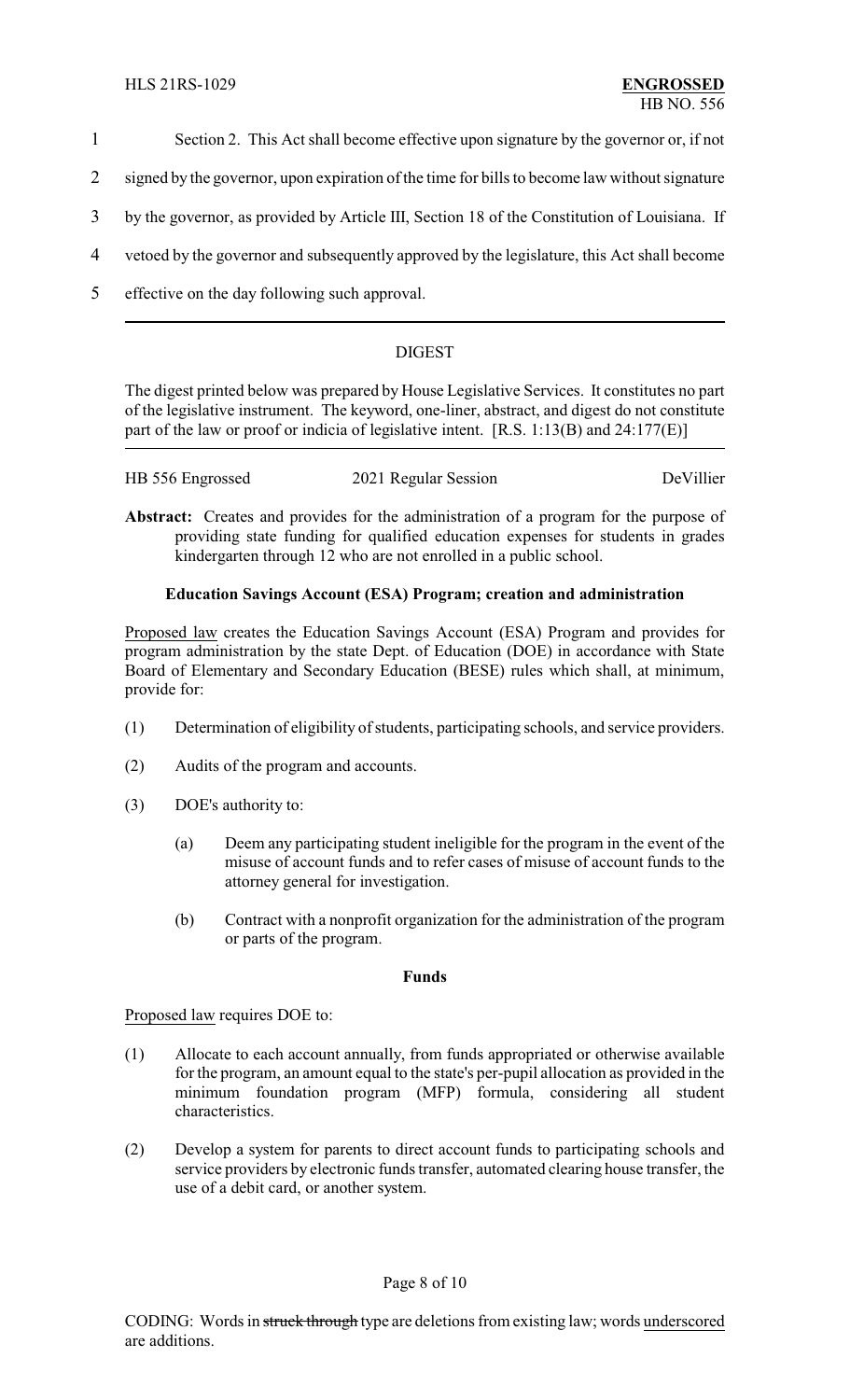Section 2. This Act shall become effective upon signature by the governor or, if not signed by the governor, upon expiration of the time for bills to become law without signature by the governor, as provided by Article III, Section 18 of the Constitution of Louisiana. If vetoed by the governor and subsequently approved by the legislature, this Act shall become effective on the day following such approval.

---

## DIGEST

The digest printed below was prepared by House Legislative Services. It constitutes no part of the legislative instrument. The keyword, one-liner, abstract, and digest do not constitute part of the law or proof or indicia of legislative intent. [R.S. 1:13(B) and 24:177(E)]

| HB 556 Engrossed | 2021 Regular Session | DeVillier |
|---|---|---|

**Abstract:** Creates and provides for the administration of a program for the purpose of providing state funding for qualified education expenses for students in grades kindergarten through 12 who are not enrolled in a public school.

### Education Savings Account (ESA) Program; creation and administration

Proposed law creates the Education Savings Account (ESA) Program and provides for program administration by the state Dept. of Education (DOE) in accordance with State Board of Elementary and Secondary Education (BESE) rules which shall, at minimum, provide for:

(1) Determination of eligibility of students, participating schools, and service providers.

(2) Audits of the program and accounts.

(3) DOE's authority to:

   (a) Deem any participating student ineligible for the program in the event of the misuse of account funds and to refer cases of misuse of account funds to the attorney general for investigation.

   (b) Contract with a nonprofit organization for the administration of the program or parts of the program.

### Funds

Proposed law requires DOE to:

(1) Allocate to each account annually, from funds appropriated or otherwise available for the program, an amount equal to the state's per-pupil allocation as provided in the minimum foundation program (MFP) formula, considering all student characteristics.

(2) Develop a system for parents to direct account funds to participating schools and service providers by electronic funds transfer, automated clearing house transfer, the use of a debit card, or another system.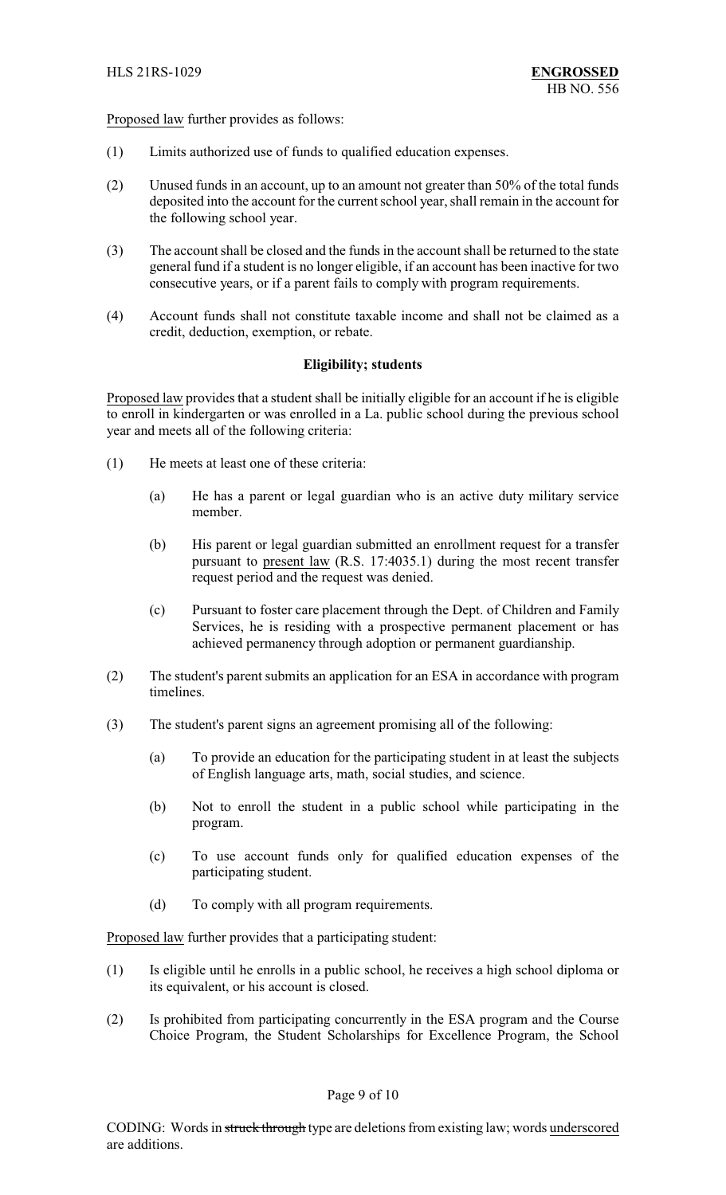Proposed law further provides as follows:

(1) Limits authorized use of funds to qualified education expenses.

(2) Unused funds in an account, up to an amount not greater than 50% of the total funds deposited into the account for the current school year, shall remain in the account for the following school year.

(3) The account shall be closed and the funds in the account shall be returned to the state general fund if a student is no longer eligible, if an account has been inactive for two consecutive years, or if a parent fails to comply with program requirements.

(4) Account funds shall not constitute taxable income and shall not be claimed as a credit, deduction, exemption, or rebate.

**Eligibility; students**

Proposed law provides that a student shall be initially eligible for an account if he is eligible to enroll in kindergarten or was enrolled in a La. public school during the previous school year and meets all of the following criteria:

(1) He meets at least one of these criteria:

  (a) He has a parent or legal guardian who is an active duty military service member.

  (b) His parent or legal guardian submitted an enrollment request for a transfer pursuant to present law (R.S. 17:4035.1) during the most recent transfer request period and the request was denied.

  (c) Pursuant to foster care placement through the Dept. of Children and Family Services, he is residing with a prospective permanent placement or has achieved permanency through adoption or permanent guardianship.

(2) The student's parent submits an application for an ESA in accordance with program timelines.

(3) The student's parent signs an agreement promising all of the following:

  (a) To provide an education for the participating student in at least the subjects of English language arts, math, social studies, and science.

  (b) Not to enroll the student in a public school while participating in the program.

  (c) To use account funds only for qualified education expenses of the participating student.

  (d) To comply with all program requirements.

Proposed law further provides that a participating student:

(1) Is eligible until he enrolls in a public school, he receives a high school diploma or its equivalent, or his account is closed.

(2) Is prohibited from participating concurrently in the ESA program and the Course Choice Program, the Student Scholarships for Excellence Program, the School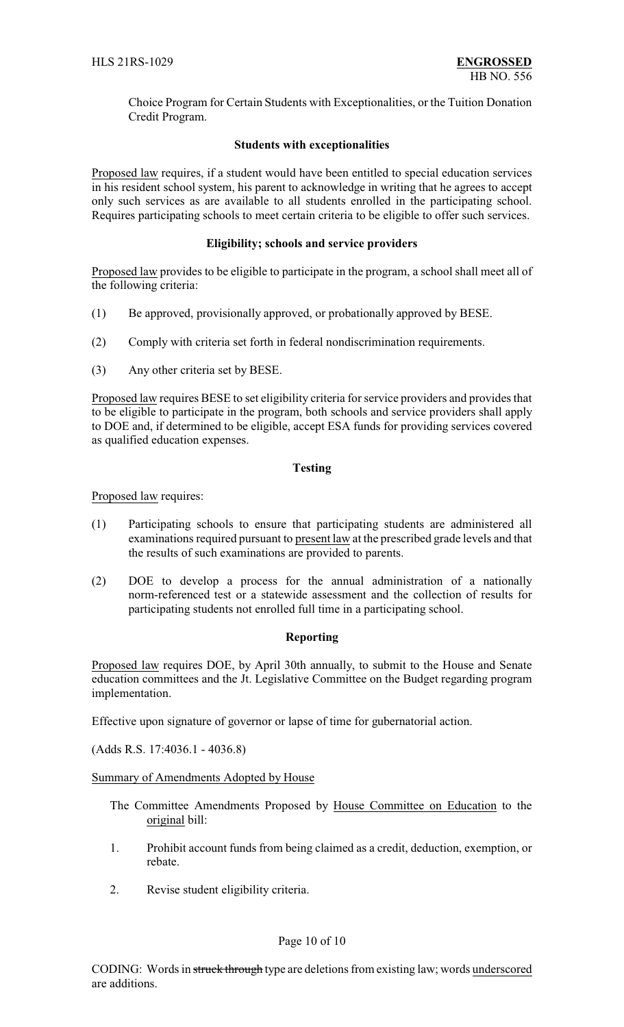Choice Program for Certain Students with Exceptionalities, or the Tuition Donation Credit Program.

### Students with exceptionalities

Proposed law requires, if a student would have been entitled to special education services in his resident school system, his parent to acknowledge in writing that he agrees to accept only such services as are available to all students enrolled in the participating school. Requires participating schools to meet certain criteria to be eligible to offer such services.

### Eligibility; schools and service providers

Proposed law provides to be eligible to participate in the program, a school shall meet all of the following criteria:

(1) Be approved, provisionally approved, or probationally approved by BESE.

(2) Comply with criteria set forth in federal nondiscrimination requirements.

(3) Any other criteria set by BESE.

Proposed law requires BESE to set eligibility criteria for service providers and provides that to be eligible to participate in the program, both schools and service providers shall apply to DOE and, if determined to be eligible, accept ESA funds for providing services covered as qualified education expenses.

### Testing

Proposed law requires:

(1) Participating schools to ensure that participating students are administered all examinations required pursuant to present law at the prescribed grade levels and that the results of such examinations are provided to parents.

(2) DOE to develop a process for the annual administration of a nationally norm-referenced test or a statewide assessment and the collection of results for participating students not enrolled full time in a participating school.

### Reporting

Proposed law requires DOE, by April 30th annually, to submit to the House and Senate education committees and the Jt. Legislative Committee on the Budget regarding program implementation.

Effective upon signature of governor or lapse of time for gubernatorial action.

(Adds R.S. 17:4036.1 - 4036.8)

Summary of Amendments Adopted by House

The Committee Amendments Proposed by House Committee on Education to the original bill:

1. Prohibit account funds from being claimed as a credit, deduction, exemption, or rebate.

2. Revise student eligibility criteria.

CODING: Words in ~~struck through~~ type are deletions from existing law; words underscored are additions.